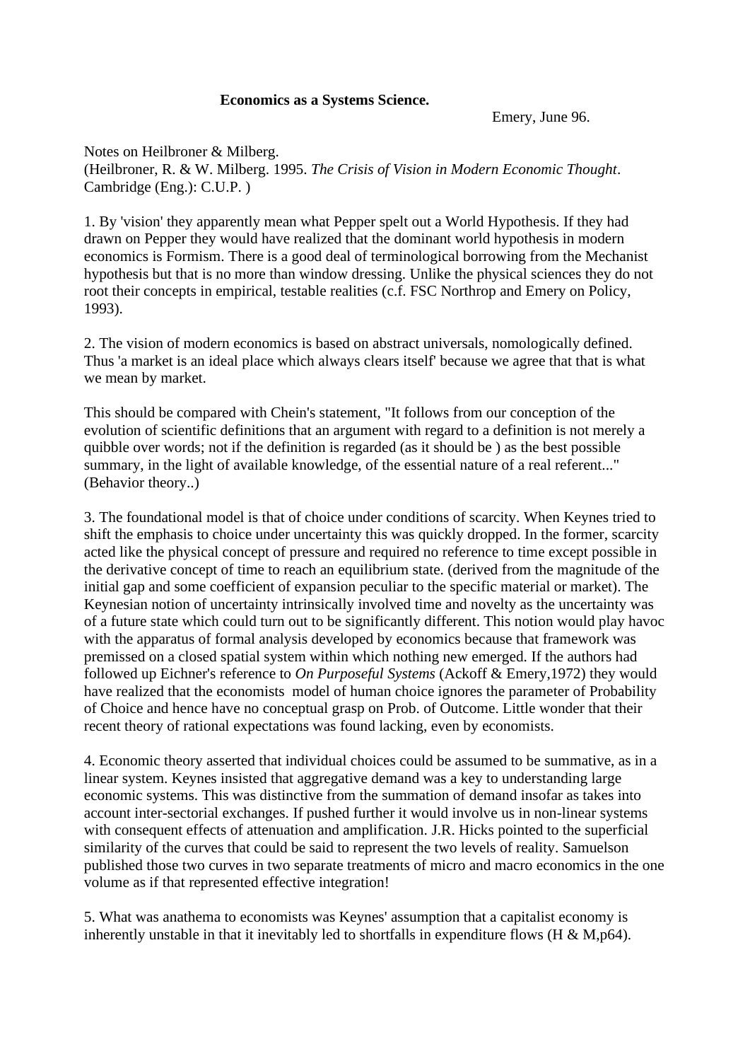**Economics as a Systems Science.**

Emery, June 96.

Notes on Heilbroner & Milberg.
(Heilbroner, R. & W. Milberg. 1995. *The Crisis of Vision in Modern Economic Thought*. Cambridge (Eng.): C.U.P. )

1. By 'vision' they apparently mean what Pepper spelt out a World Hypothesis. If they had drawn on Pepper they would have realized that the dominant world hypothesis in modern economics is Formism. There is a good deal of terminological borrowing from the Mechanist hypothesis but that is no more than window dressing. Unlike the physical sciences they do not root their concepts in empirical, testable realities (c.f. FSC Northrop and Emery on Policy, 1993).

2. The vision of modern economics is based on abstract universals, nomologically defined. Thus 'a market is an ideal place which always clears itself' because we agree that that is what we mean by market.

This should be compared with Chein's statement, "It follows from our conception of the evolution of scientific definitions that an argument with regard to a definition is not merely a quibble over words; not if the definition is regarded (as it should be ) as the best possible summary, in the light of available knowledge, of the essential nature of a real referent..." (Behavior theory..)

3. The foundational model is that of choice under conditions of scarcity. When Keynes tried to shift the emphasis to choice under uncertainty this was quickly dropped. In the former, scarcity acted like the physical concept of pressure and required no reference to time except possible in the derivative concept of time to reach an equilibrium state. (derived from the magnitude of the initial gap and some coefficient of expansion peculiar to the specific material or market). The Keynesian notion of uncertainty intrinsically involved time and novelty as the uncertainty was of a future state which could turn out to be significantly different. This notion would play havoc with the apparatus of formal analysis developed by economics because that framework was premissed on a closed spatial system within which nothing new emerged. If the authors had followed up Eichner's reference to *On Purposeful Systems* (Ackoff & Emery,1972) they would have realized that the economists model of human choice ignores the parameter of Probability of Choice and hence have no conceptual grasp on Prob. of Outcome. Little wonder that their recent theory of rational expectations was found lacking, even by economists.

4. Economic theory asserted that individual choices could be assumed to be summative, as in a linear system. Keynes insisted that aggregative demand was a key to understanding large economic systems. This was distinctive from the summation of demand insofar as takes into account inter-sectorial exchanges. If pushed further it would involve us in non-linear systems with consequent effects of attenuation and amplification. J.R. Hicks pointed to the superficial similarity of the curves that could be said to represent the two levels of reality. Samuelson published those two curves in two separate treatments of micro and macro economics in the one volume as if that represented effective integration!

5. What was anathema to economists was Keynes' assumption that a capitalist economy is inherently unstable in that it inevitably led to shortfalls in expenditure flows (H & M,p64).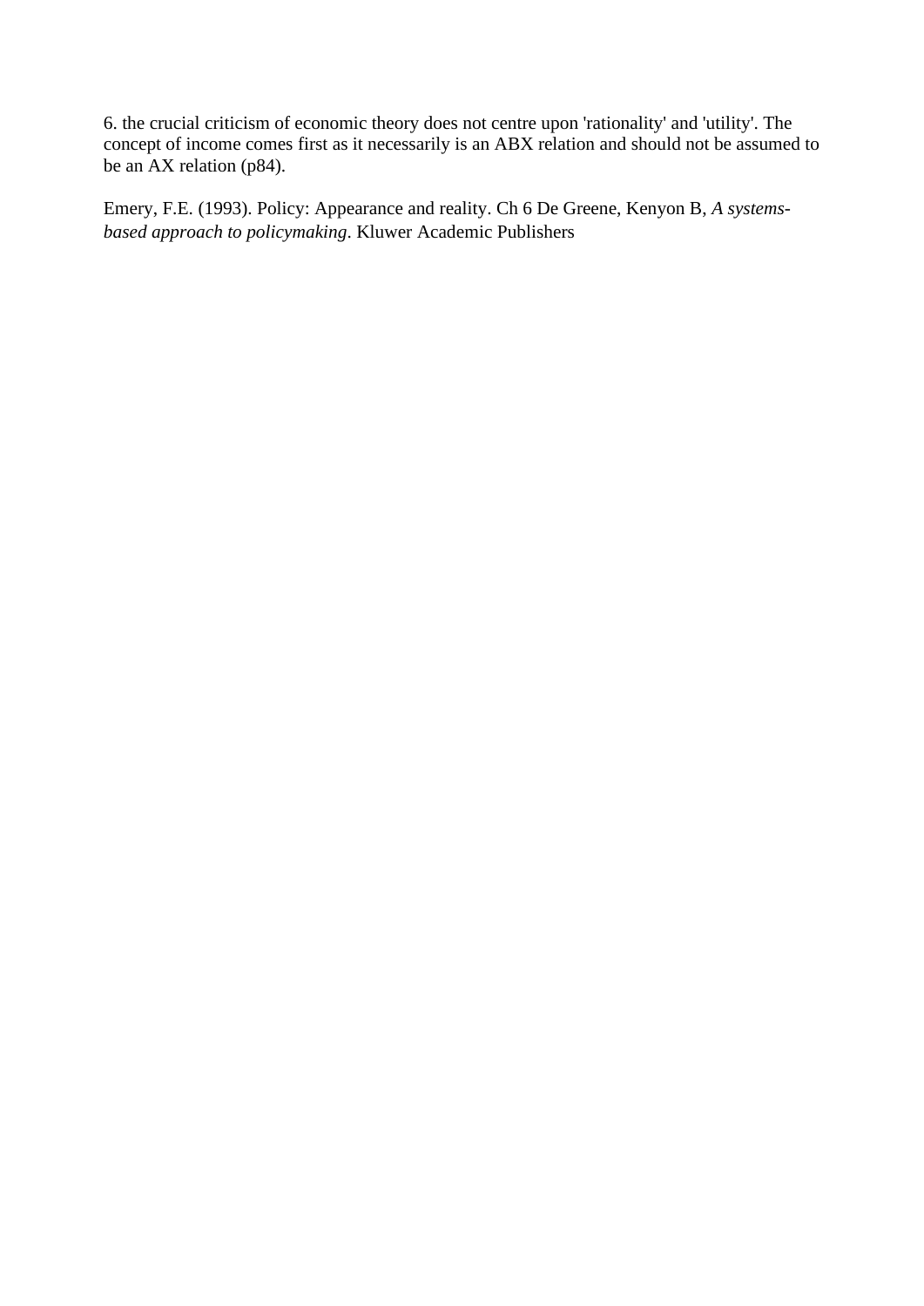6. the crucial criticism of economic theory does not centre upon 'rationality' and 'utility'. The concept of income comes first as it necessarily is an ABX relation and should not be assumed to be an AX relation (p84).

Emery, F.E. (1993). Policy: Appearance and reality. Ch 6 De Greene, Kenyon B, *A systems-based approach to policymaking*. Kluwer Academic Publishers